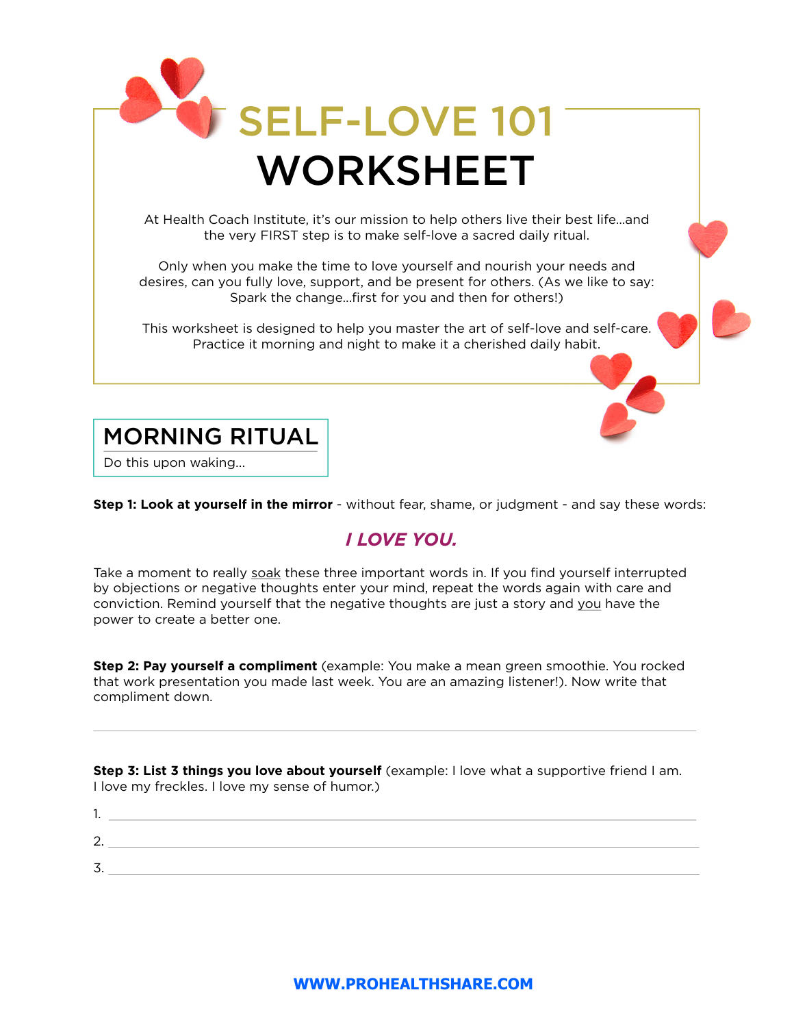# SELF-LOVE 101 WORKSHEET

At Health Coach Institute, it's our mission to help others live their best life...and the very FIRST step is to make self-love a sacred daily ritual.

Only when you make the time to love yourself and nourish your needs and desires, can you fully love, support, and be present for others. (As we like to say: Spark the change...first for you and then for others!)

This worksheet is designed to help you master the art of self-love and self-care. Practice it morning and night to make it a cherished daily habit.

## MORNING RITUAL

Do this upon waking...

**Step 1: Look at yourself in the mirror** - without fear, shame, or judgment - and say these words:

***I LOVE YOU.***

Take a moment to really soak these three important words in. If you find yourself interrupted by objections or negative thoughts enter your mind, repeat the words again with care and conviction. Remind yourself that the negative thoughts are just a story and you have the power to create a better one.

**Step 2: Pay yourself a compliment** (example: You make a mean green smoothie. You rocked that work presentation you made last week. You are an amazing listener!). Now write that compliment down.

______________________________________________

**Step 3: List 3 things you love about yourself** (example: I love what a supportive friend I am. I love my freckles. I love my sense of humor.)

1. ______________________________________________
2. ______________________________________________
3. ______________________________________________

WWW.PROHEALTHSHARE.COM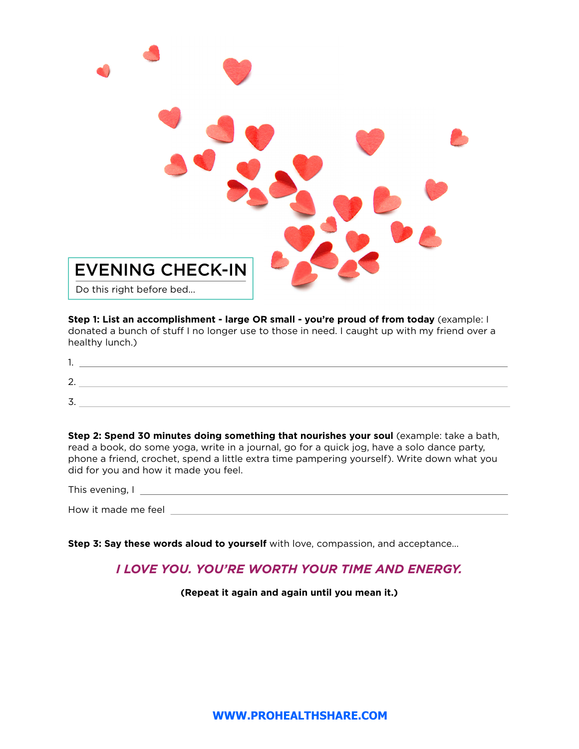# EVENING CHECK-IN

Do this right before bed...

**Step 1: List an accomplishment - large OR small - you're proud of from today** (example: I donated a bunch of stuff I no longer use to those in need. I caught up with my friend over a healthy lunch.)

1. \_\_\_\_\_\_\_\_\_\_\_\_\_\_\_\_\_\_\_\_\_\_\_\_\_\_\_\_\_\_\_\_\_\_\_\_\_\_\_\_

2. \_\_\_\_\_\_\_\_\_\_\_\_\_\_\_\_\_\_\_\_\_\_\_\_\_\_\_\_\_\_\_\_\_\_\_\_\_\_\_\_

3. \_\_\_\_\_\_\_\_\_\_\_\_\_\_\_\_\_\_\_\_\_\_\_\_\_\_\_\_\_\_\_\_\_\_\_\_\_\_\_\_

**Step 2: Spend 30 minutes doing something that nourishes your soul** (example: take a bath, read a book, do some yoga, write in a journal, go for a quick jog, have a solo dance party, phone a friend, crochet, spend a little extra time pampering yourself). Write down what you did for you and how it made you feel.

This evening, I \_\_\_\_\_\_\_\_\_\_\_\_\_\_\_\_\_\_\_\_\_\_\_\_\_\_\_\_\_\_\_\_\_\_\_\_

How it made me feel \_\_\_\_\_\_\_\_\_\_\_\_\_\_\_\_\_\_\_\_\_\_\_\_\_\_\_\_\_\_\_\_\_

**Step 3: Say these words aloud to yourself** with love, compassion, and acceptance...

***I LOVE YOU. YOU'RE WORTH YOUR TIME AND ENERGY.***

**(Repeat it again and again until you mean it.)**

**WWW.PROHEALTHSHARE.COM**